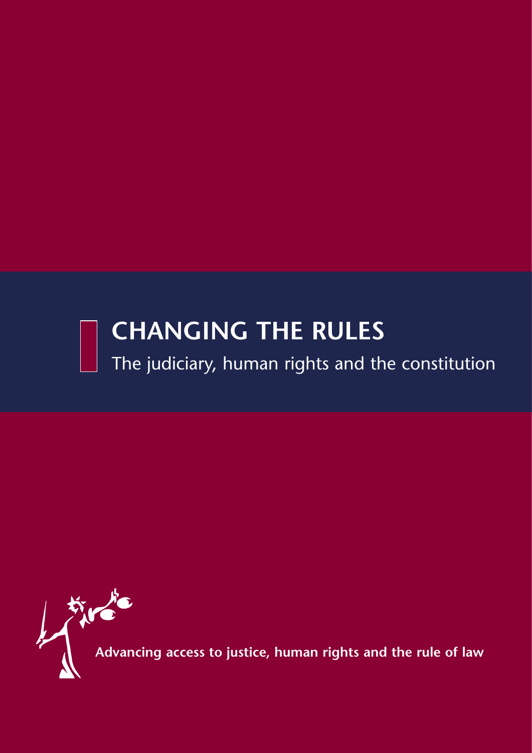# CHANGING THE RULES

## The judiciary, human rights and the constitution

**Advancing access to justice, human rights and the rule of law**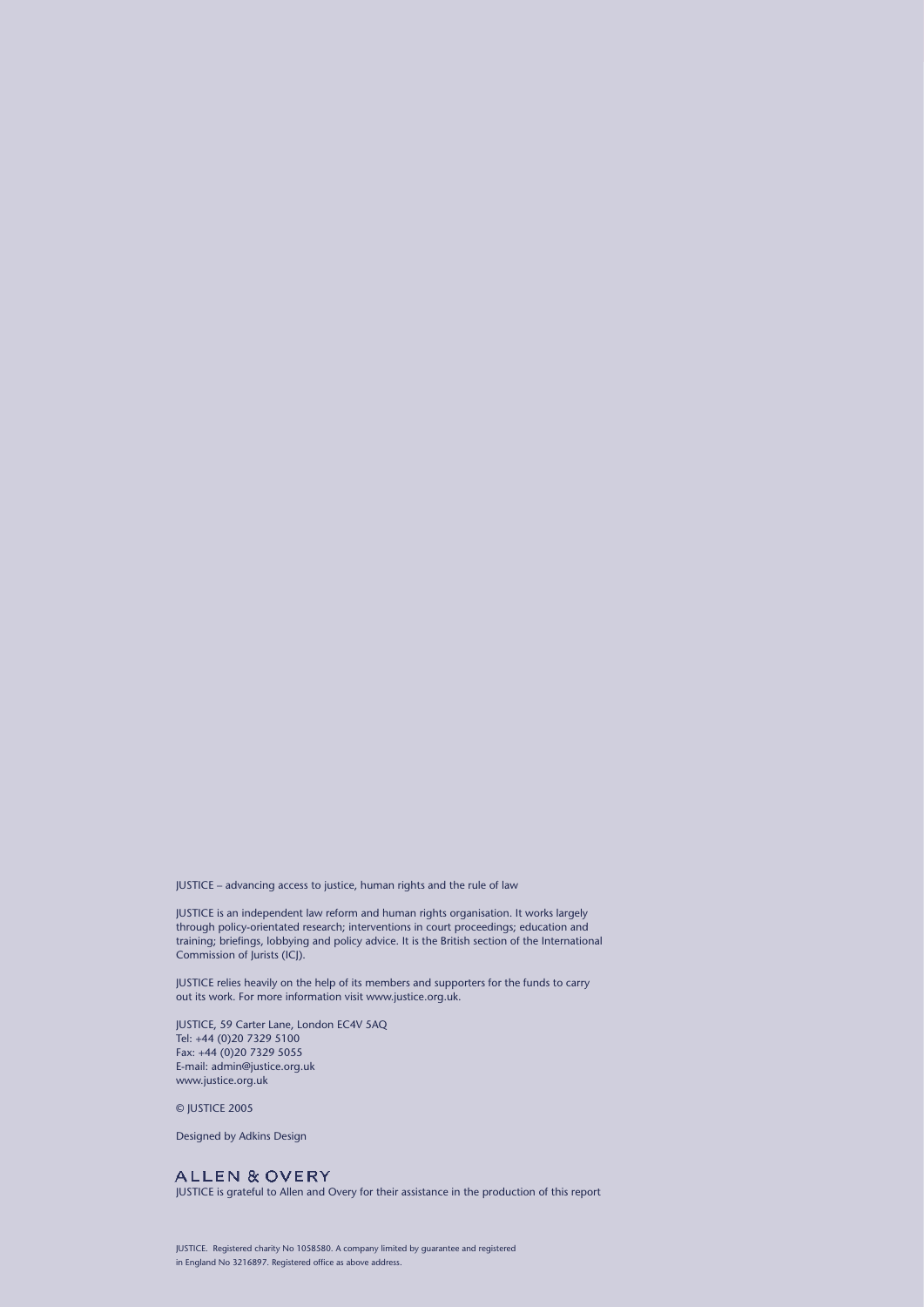JUSTICE – advancing access to justice, human rights and the rule of law

JUSTICE is an independent law reform and human rights organisation. It works largely through policy-orientated research; interventions in court proceedings; education and training; briefings, lobbying and policy advice. It is the British section of the International Commission of Jurists (ICJ).

JUSTICE relies heavily on the help of its members and supporters for the funds to carry out its work. For more information visit www.justice.org.uk.

JUSTICE, 59 Carter Lane, London EC4V 5AQ
Tel: +44 (0)20 7329 5100
Fax: +44 (0)20 7329 5055
E-mail: admin@justice.org.uk
www.justice.org.uk

© JUSTICE 2005

Designed by Adkins Design

ALLEN & OVERY

JUSTICE is grateful to Allen and Overy for their assistance in the production of this report

JUSTICE. Registered charity No 1058580. A company limited by guarantee and registered in England No 3216897. Registered office as above address.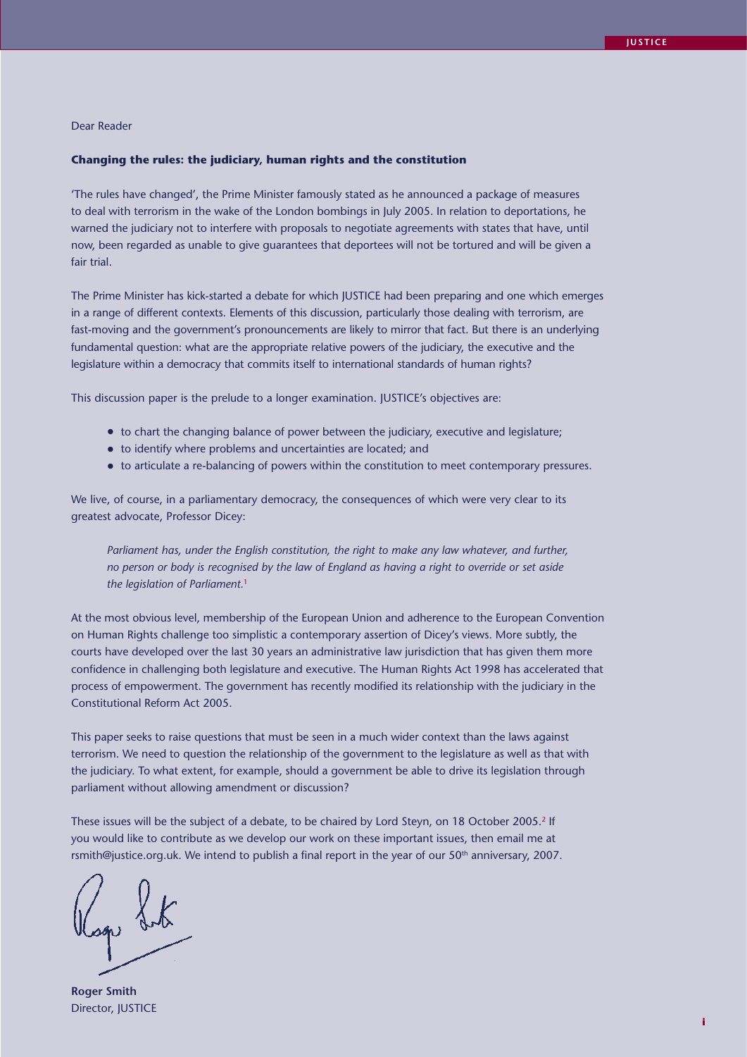Dear Reader

**Changing the rules: the judiciary, human rights and the constitution**

'The rules have changed', the Prime Minister famously stated as he announced a package of measures to deal with terrorism in the wake of the London bombings in July 2005. In relation to deportations, he warned the judiciary not to interfere with proposals to negotiate agreements with states that have, until now, been regarded as unable to give guarantees that deportees will not be tortured and will be given a fair trial.

The Prime Minister has kick-started a debate for which JUSTICE had been preparing and one which emerges in a range of different contexts. Elements of this discussion, particularly those dealing with terrorism, are fast-moving and the government's pronouncements are likely to mirror that fact. But there is an underlying fundamental question: what are the appropriate relative powers of the judiciary, the executive and the legislature within a democracy that commits itself to international standards of human rights?

This discussion paper is the prelude to a longer examination. JUSTICE's objectives are:

- to chart the changing balance of power between the judiciary, executive and legislature;
- to identify where problems and uncertainties are located; and
- to articulate a re-balancing of powers within the constitution to meet contemporary pressures.

We live, of course, in a parliamentary democracy, the consequences of which were very clear to its greatest advocate, Professor Dicey:

> *Parliament has, under the English constitution, the right to make any law whatever, and further, no person or body is recognised by the law of England as having a right to override or set aside the legislation of Parliament.*[1]

At the most obvious level, membership of the European Union and adherence to the European Convention on Human Rights challenge too simplistic a contemporary assertion of Dicey's views. More subtly, the courts have developed over the last 30 years an administrative law jurisdiction that has given them more confidence in challenging both legislature and executive. The Human Rights Act 1998 has accelerated that process of empowerment. The government has recently modified its relationship with the judiciary in the Constitutional Reform Act 2005.

This paper seeks to raise questions that must be seen in a much wider context than the laws against terrorism. We need to question the relationship of the government to the legislature as well as that with the judiciary. To what extent, for example, should a government be able to drive its legislation through parliament without allowing amendment or discussion?

These issues will be the subject of a debate, to be chaired by Lord Steyn, on 18 October 2005.[2] If you would like to contribute as we develop our work on these important issues, then email me at rsmith@justice.org.uk. We intend to publish a final report in the year of our 50th anniversary, 2007.

**Roger Smith**
Director, JUSTICE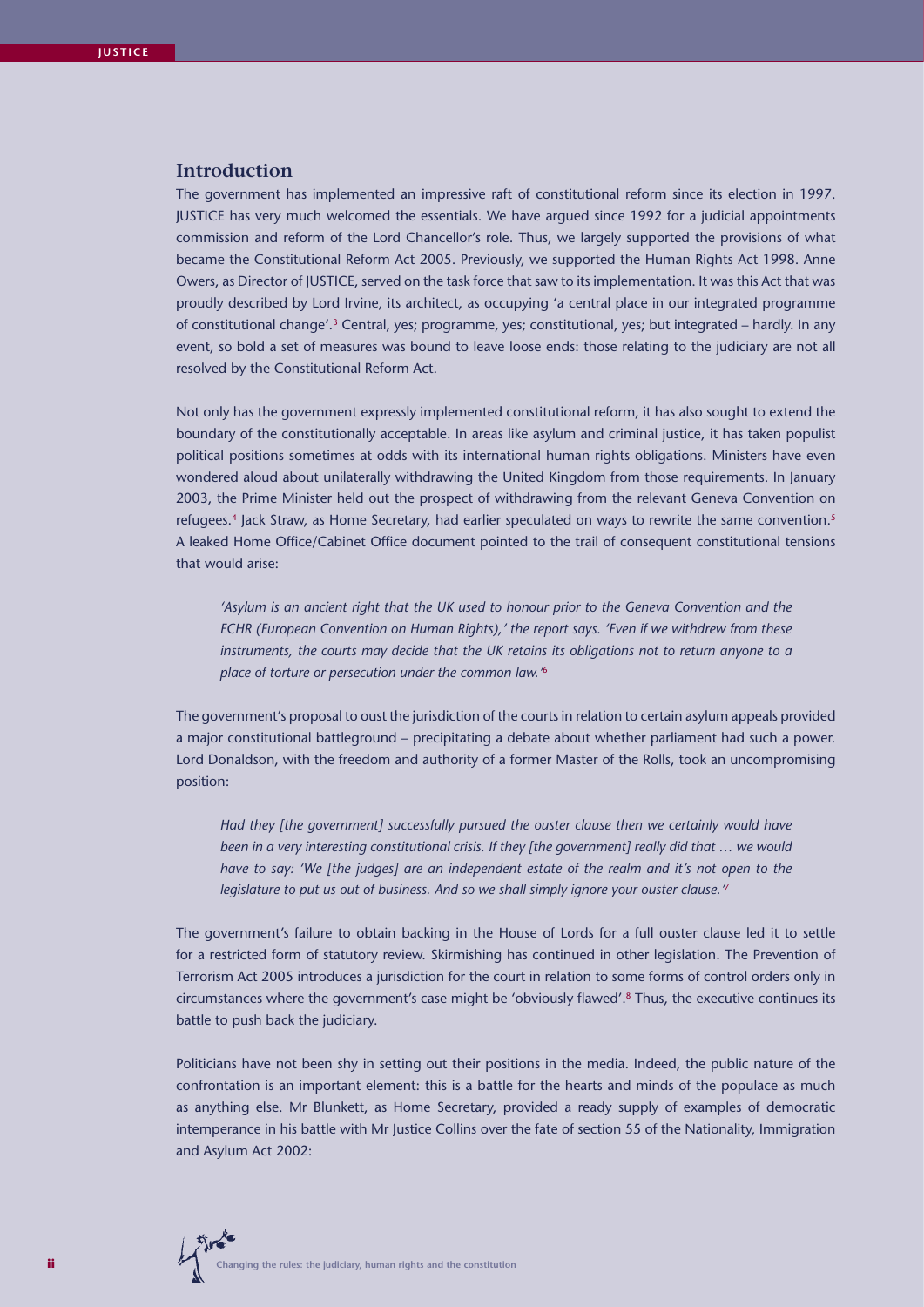## Introduction

The government has implemented an impressive raft of constitutional reform since its election in 1997. JUSTICE has very much welcomed the essentials. We have argued since 1992 for a judicial appointments commission and reform of the Lord Chancellor's role. Thus, we largely supported the provisions of what became the Constitutional Reform Act 2005. Previously, we supported the Human Rights Act 1998. Anne Owers, as Director of JUSTICE, served on the task force that saw to its implementation. It was this Act that was proudly described by Lord Irvine, its architect, as occupying 'a central place in our integrated programme of constitutional change'.[3] Central, yes; programme, yes; constitutional, yes; but integrated – hardly. In any event, so bold a set of measures was bound to leave loose ends: those relating to the judiciary are not all resolved by the Constitutional Reform Act.

Not only has the government expressly implemented constitutional reform, it has also sought to extend the boundary of the constitutionally acceptable. In areas like asylum and criminal justice, it has taken populist political positions sometimes at odds with its international human rights obligations. Ministers have even wondered aloud about unilaterally withdrawing the United Kingdom from those requirements. In January 2003, the Prime Minister held out the prospect of withdrawing from the relevant Geneva Convention on refugees.[4] Jack Straw, as Home Secretary, had earlier speculated on ways to rewrite the same convention.[5] A leaked Home Office/Cabinet Office document pointed to the trail of consequent constitutional tensions that would arise:

> *'Asylum is an ancient right that the UK used to honour prior to the Geneva Convention and the ECHR (European Convention on Human Rights),' the report says. 'Even if we withdrew from these instruments, the courts may decide that the UK retains its obligations not to return anyone to a place of torture or persecution under the common law.'*[6]

The government's proposal to oust the jurisdiction of the courts in relation to certain asylum appeals provided a major constitutional battleground – precipitating a debate about whether parliament had such a power. Lord Donaldson, with the freedom and authority of a former Master of the Rolls, took an uncompromising position:

> *Had they [the government] successfully pursued the ouster clause then we certainly would have been in a very interesting constitutional crisis. If they [the government] really did that … we would have to say: 'We [the judges] are an independent estate of the realm and it's not open to the legislature to put us out of business. And so we shall simply ignore your ouster clause.'*[7]

The government's failure to obtain backing in the House of Lords for a full ouster clause led it to settle for a restricted form of statutory review. Skirmishing has continued in other legislation. The Prevention of Terrorism Act 2005 introduces a jurisdiction for the court in relation to some forms of control orders only in circumstances where the government's case might be 'obviously flawed'.[8] Thus, the executive continues its battle to push back the judiciary.

Politicians have not been shy in setting out their positions in the media. Indeed, the public nature of the confrontation is an important element: this is a battle for the hearts and minds of the populace as much as anything else. Mr Blunkett, as Home Secretary, provided a ready supply of examples of democratic intemperance in his battle with Mr Justice Collins over the fate of section 55 of the Nationality, Immigration and Asylum Act 2002: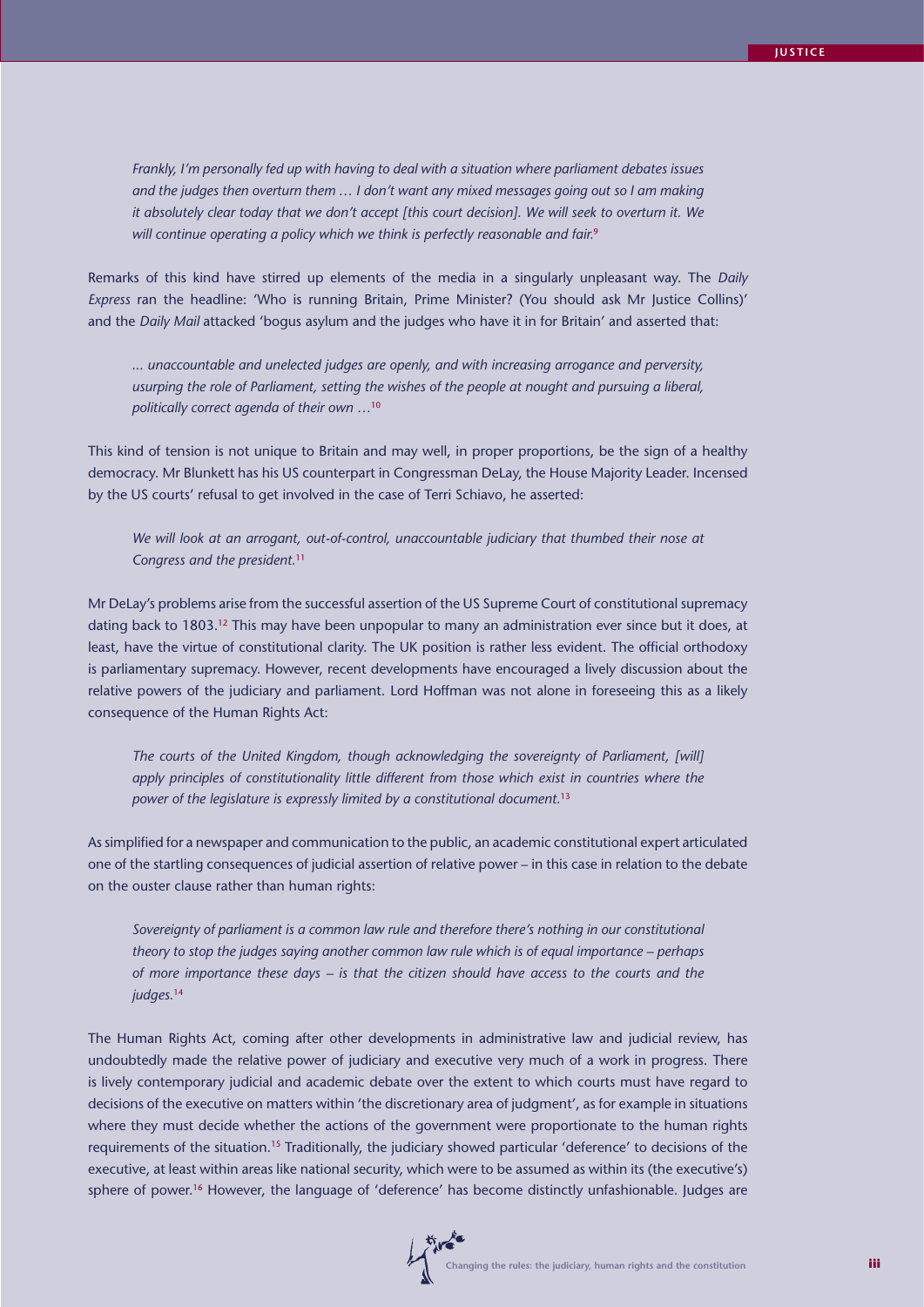> *Frankly, I'm personally fed up with having to deal with a situation where parliament debates issues and the judges then overturn them … I don't want any mixed messages going out so I am making it absolutely clear today that we don't accept [this court decision]. We will seek to overturn it. We will continue operating a policy which we think is perfectly reasonable and fair.*[9]

Remarks of this kind have stirred up elements of the media in a singularly unpleasant way. The *Daily Express* ran the headline: 'Who is running Britain, Prime Minister? (You should ask Mr Justice Collins)' and the *Daily Mail* attacked 'bogus asylum and the judges who have it in for Britain' and asserted that:

> *... unaccountable and unelected judges are openly, and with increasing arrogance and perversity, usurping the role of Parliament, setting the wishes of the people at nought and pursuing a liberal, politically correct agenda of their own …*[10]

This kind of tension is not unique to Britain and may well, in proper proportions, be the sign of a healthy democracy. Mr Blunkett has his US counterpart in Congressman DeLay, the House Majority Leader. Incensed by the US courts' refusal to get involved in the case of Terri Schiavo, he asserted:

> *We will look at an arrogant, out-of-control, unaccountable judiciary that thumbed their nose at Congress and the president.*[11]

Mr DeLay's problems arise from the successful assertion of the US Supreme Court of constitutional supremacy dating back to 1803.[12] This may have been unpopular to many an administration ever since but it does, at least, have the virtue of constitutional clarity. The UK position is rather less evident. The official orthodoxy is parliamentary supremacy. However, recent developments have encouraged a lively discussion about the relative powers of the judiciary and parliament. Lord Hoffman was not alone in foreseeing this as a likely consequence of the Human Rights Act:

> *The courts of the United Kingdom, though acknowledging the sovereignty of Parliament, [will] apply principles of constitutionality little different from those which exist in countries where the power of the legislature is expressly limited by a constitutional document.*[13]

As simplified for a newspaper and communication to the public, an academic constitutional expert articulated one of the startling consequences of judicial assertion of relative power – in this case in relation to the debate on the ouster clause rather than human rights:

> *Sovereignty of parliament is a common law rule and therefore there's nothing in our constitutional theory to stop the judges saying another common law rule which is of equal importance – perhaps of more importance these days – is that the citizen should have access to the courts and the judges.*[14]

The Human Rights Act, coming after other developments in administrative law and judicial review, has undoubtedly made the relative power of judiciary and executive very much of a work in progress. There is lively contemporary judicial and academic debate over the extent to which courts must have regard to decisions of the executive on matters within 'the discretionary area of judgment', as for example in situations where they must decide whether the actions of the government were proportionate to the human rights requirements of the situation.[15] Traditionally, the judiciary showed particular 'deference' to decisions of the executive, at least within areas like national security, which were to be assumed as within its (the executive's) sphere of power.[16] However, the language of 'deference' has become distinctly unfashionable. Judges are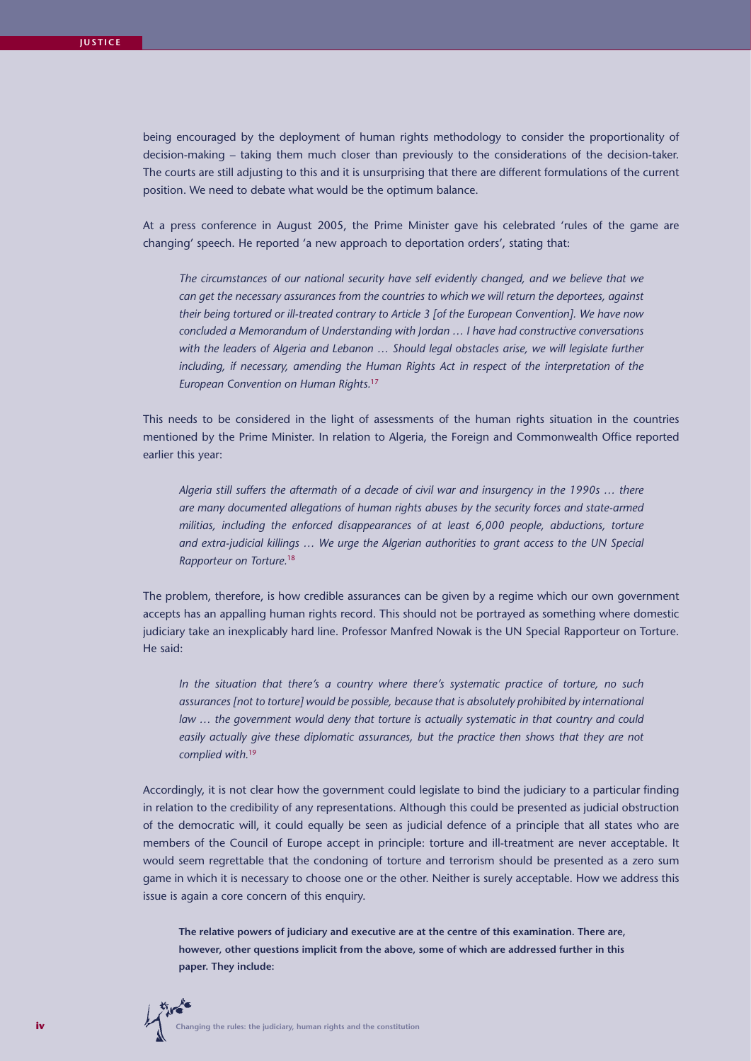being encouraged by the deployment of human rights methodology to consider the proportionality of decision-making – taking them much closer than previously to the considerations of the decision-taker. The courts are still adjusting to this and it is unsurprising that there are different formulations of the current position. We need to debate what would be the optimum balance.

At a press conference in August 2005, the Prime Minister gave his celebrated 'rules of the game are changing' speech. He reported 'a new approach to deportation orders', stating that:

> *The circumstances of our national security have self evidently changed, and we believe that we can get the necessary assurances from the countries to which we will return the deportees, against their being tortured or ill-treated contrary to Article 3 [of the European Convention]. We have now concluded a Memorandum of Understanding with Jordan … I have had constructive conversations with the leaders of Algeria and Lebanon … Should legal obstacles arise, we will legislate further including, if necessary, amending the Human Rights Act in respect of the interpretation of the European Convention on Human Rights.*[17]

This needs to be considered in the light of assessments of the human rights situation in the countries mentioned by the Prime Minister. In relation to Algeria, the Foreign and Commonwealth Office reported earlier this year:

> *Algeria still suffers the aftermath of a decade of civil war and insurgency in the 1990s … there are many documented allegations of human rights abuses by the security forces and state-armed militias, including the enforced disappearances of at least 6,000 people, abductions, torture and extra-judicial killings … We urge the Algerian authorities to grant access to the UN Special Rapporteur on Torture.*[18]

The problem, therefore, is how credible assurances can be given by a regime which our own government accepts has an appalling human rights record. This should not be portrayed as something where domestic judiciary take an inexplicably hard line. Professor Manfred Nowak is the UN Special Rapporteur on Torture. He said:

> *In the situation that there's a country where there's systematic practice of torture, no such assurances [not to torture] would be possible, because that is absolutely prohibited by international law … the government would deny that torture is actually systematic in that country and could easily actually give these diplomatic assurances, but the practice then shows that they are not complied with.*[19]

Accordingly, it is not clear how the government could legislate to bind the judiciary to a particular finding in relation to the credibility of any representations. Although this could be presented as judicial obstruction of the democratic will, it could equally be seen as judicial defence of a principle that all states who are members of the Council of Europe accept in principle: torture and ill-treatment are never acceptable. It would seem regrettable that the condoning of torture and terrorism should be presented as a zero sum game in which it is necessary to choose one or the other. Neither is surely acceptable. How we address this issue is again a core concern of this enquiry.

**The relative powers of judiciary and executive are at the centre of this examination. There are, however, other questions implicit from the above, some of which are addressed further in this paper. They include:**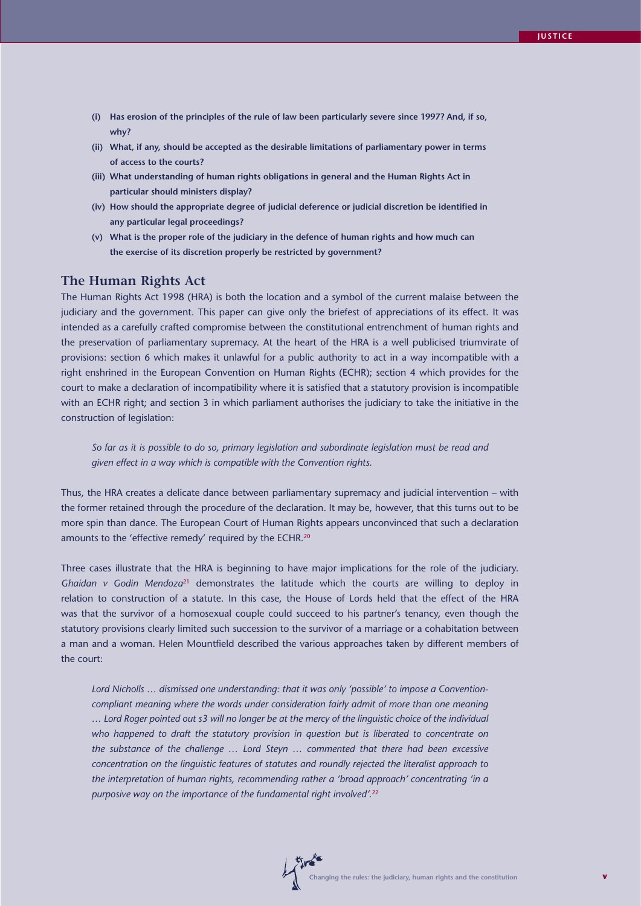- **(i) Has erosion of the principles of the rule of law been particularly severe since 1997? And, if so, why?**
- **(ii) What, if any, should be accepted as the desirable limitations of parliamentary power in terms of access to the courts?**
- **(iii) What understanding of human rights obligations in general and the Human Rights Act in particular should ministers display?**
- **(iv) How should the appropriate degree of judicial deference or judicial discretion be identified in any particular legal proceedings?**
- **(v) What is the proper role of the judiciary in the defence of human rights and how much can the exercise of its discretion properly be restricted by government?**

## The Human Rights Act

The Human Rights Act 1998 (HRA) is both the location and a symbol of the current malaise between the judiciary and the government. This paper can give only the briefest of appreciations of its effect. It was intended as a carefully crafted compromise between the constitutional entrenchment of human rights and the preservation of parliamentary supremacy. At the heart of the HRA is a well publicised triumvirate of provisions: section 6 which makes it unlawful for a public authority to act in a way incompatible with a right enshrined in the European Convention on Human Rights (ECHR); section 4 which provides for the court to make a declaration of incompatibility where it is satisfied that a statutory provision is incompatible with an ECHR right; and section 3 in which parliament authorises the judiciary to take the initiative in the construction of legislation:

> *So far as it is possible to do so, primary legislation and subordinate legislation must be read and given effect in a way which is compatible with the Convention rights.*

Thus, the HRA creates a delicate dance between parliamentary supremacy and judicial intervention – with the former retained through the procedure of the declaration. It may be, however, that this turns out to be more spin than dance. The European Court of Human Rights appears unconvinced that such a declaration amounts to the 'effective remedy' required by the ECHR.[20]

Three cases illustrate that the HRA is beginning to have major implications for the role of the judiciary. *Ghaidan v Godin Mendoza*[21] demonstrates the latitude which the courts are willing to deploy in relation to construction of a statute. In this case, the House of Lords held that the effect of the HRA was that the survivor of a homosexual couple could succeed to his partner's tenancy, even though the statutory provisions clearly limited such succession to the survivor of a marriage or a cohabitation between a man and a woman. Helen Mountfield described the various approaches taken by different members of the court:

> *Lord Nicholls … dismissed one understanding: that it was only 'possible' to impose a Convention-compliant meaning where the words under consideration fairly admit of more than one meaning … Lord Roger pointed out s3 will no longer be at the mercy of the linguistic choice of the individual who happened to draft the statutory provision in question but is liberated to concentrate on the substance of the challenge … Lord Steyn … commented that there had been excessive concentration on the linguistic features of statutes and roundly rejected the literalist approach to the interpretation of human rights, recommending rather a 'broad approach' concentrating 'in a purposive way on the importance of the fundamental right involved'.*[22]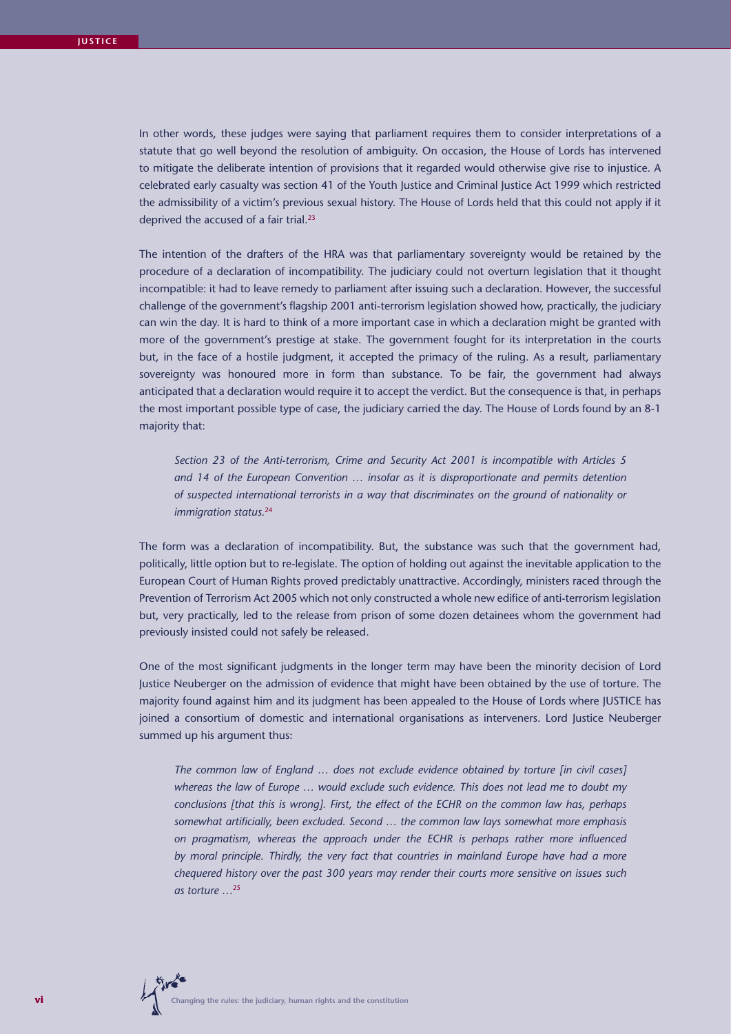In other words, these judges were saying that parliament requires them to consider interpretations of a statute that go well beyond the resolution of ambiguity. On occasion, the House of Lords has intervened to mitigate the deliberate intention of provisions that it regarded would otherwise give rise to injustice. A celebrated early casualty was section 41 of the Youth Justice and Criminal Justice Act 1999 which restricted the admissibility of a victim's previous sexual history. The House of Lords held that this could not apply if it deprived the accused of a fair trial.[23]

The intention of the drafters of the HRA was that parliamentary sovereignty would be retained by the procedure of a declaration of incompatibility. The judiciary could not overturn legislation that it thought incompatible: it had to leave remedy to parliament after issuing such a declaration. However, the successful challenge of the government's flagship 2001 anti-terrorism legislation showed how, practically, the judiciary can win the day. It is hard to think of a more important case in which a declaration might be granted with more of the government's prestige at stake. The government fought for its interpretation in the courts but, in the face of a hostile judgment, it accepted the primacy of the ruling. As a result, parliamentary sovereignty was honoured more in form than substance. To be fair, the government had always anticipated that a declaration would require it to accept the verdict. But the consequence is that, in perhaps the most important possible type of case, the judiciary carried the day. The House of Lords found by an 8-1 majority that:

> *Section 23 of the Anti-terrorism, Crime and Security Act 2001 is incompatible with Articles 5 and 14 of the European Convention … insofar as it is disproportionate and permits detention of suspected international terrorists in a way that discriminates on the ground of nationality or immigration status.*[24]

The form was a declaration of incompatibility. But, the substance was such that the government had, politically, little option but to re-legislate. The option of holding out against the inevitable application to the European Court of Human Rights proved predictably unattractive. Accordingly, ministers raced through the Prevention of Terrorism Act 2005 which not only constructed a whole new edifice of anti-terrorism legislation but, very practically, led to the release from prison of some dozen detainees whom the government had previously insisted could not safely be released.

One of the most significant judgments in the longer term may have been the minority decision of Lord Justice Neuberger on the admission of evidence that might have been obtained by the use of torture. The majority found against him and its judgment has been appealed to the House of Lords where JUSTICE has joined a consortium of domestic and international organisations as interveners. Lord Justice Neuberger summed up his argument thus:

> *The common law of England … does not exclude evidence obtained by torture [in civil cases] whereas the law of Europe … would exclude such evidence. This does not lead me to doubt my conclusions [that this is wrong]. First, the effect of the ECHR on the common law has, perhaps somewhat artificially, been excluded. Second … the common law lays somewhat more emphasis on pragmatism, whereas the approach under the ECHR is perhaps rather more influenced by moral principle. Thirdly, the very fact that countries in mainland Europe have had a more chequered history over the past 300 years may render their courts more sensitive on issues such as torture …*[25]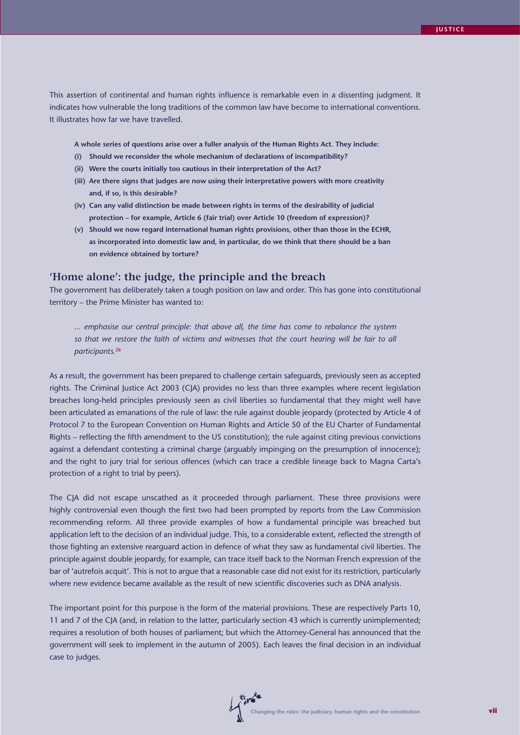This assertion of continental and human rights influence is remarkable even in a dissenting judgment. It indicates how vulnerable the long traditions of the common law have become to international conventions. It illustrates how far we have travelled.

**A whole series of questions arise over a fuller analysis of the Human Rights Act. They include:**

**(i) Should we reconsider the whole mechanism of declarations of incompatibility?**

**(ii) Were the courts initially too cautious in their interpretation of the Act?**

**(iii) Are there signs that judges are now using their interpretative powers with more creativity and, if so, is this desirable?**

**(iv) Can any valid distinction be made between rights in terms of the desirability of judicial protection – for example, Article 6 (fair trial) over Article 10 (freedom of expression)?**

**(v) Should we now regard international human rights provisions, other than those in the ECHR, as incorporated into domestic law and, in particular, do we think that there should be a ban on evidence obtained by torture?**

## 'Home alone': the judge, the principle and the breach

The government has deliberately taken a tough position on law and order. This has gone into constitutional territory – the Prime Minister has wanted to:

> *... emphasise our central principle: that above all, the time has come to rebalance the system so that we restore the faith of victims and witnesses that the court hearing will be fair to all participants.*[26]

As a result, the government has been prepared to challenge certain safeguards, previously seen as accepted rights. The Criminal Justice Act 2003 (CJA) provides no less than three examples where recent legislation breaches long-held principles previously seen as civil liberties so fundamental that they might well have been articulated as emanations of the rule of law: the rule against double jeopardy (protected by Article 4 of Protocol 7 to the European Convention on Human Rights and Article 50 of the EU Charter of Fundamental Rights – reflecting the fifth amendment to the US constitution); the rule against citing previous convictions against a defendant contesting a criminal charge (arguably impinging on the presumption of innocence); and the right to jury trial for serious offences (which can trace a credible lineage back to Magna Carta's protection of a right to trial by peers).

The CJA did not escape unscathed as it proceeded through parliament. These three provisions were highly controversial even though the first two had been prompted by reports from the Law Commission recommending reform. All three provide examples of how a fundamental principle was breached but application left to the decision of an individual judge. This, to a considerable extent, reflected the strength of those fighting an extensive rearguard action in defence of what they saw as fundamental civil liberties. The principle against double jeopardy, for example, can trace itself back to the Norman French expression of the bar of 'autrefois acquit'. This is not to argue that a reasonable case did not exist for its restriction, particularly where new evidence became available as the result of new scientific discoveries such as DNA analysis.

The important point for this purpose is the form of the material provisions. These are respectively Parts 10, 11 and 7 of the CJA (and, in relation to the latter, particularly section 43 which is currently unimplemented; requires a resolution of both houses of parliament; but which the Attorney-General has announced that the government will seek to implement in the autumn of 2005). Each leaves the final decision in an individual case to judges.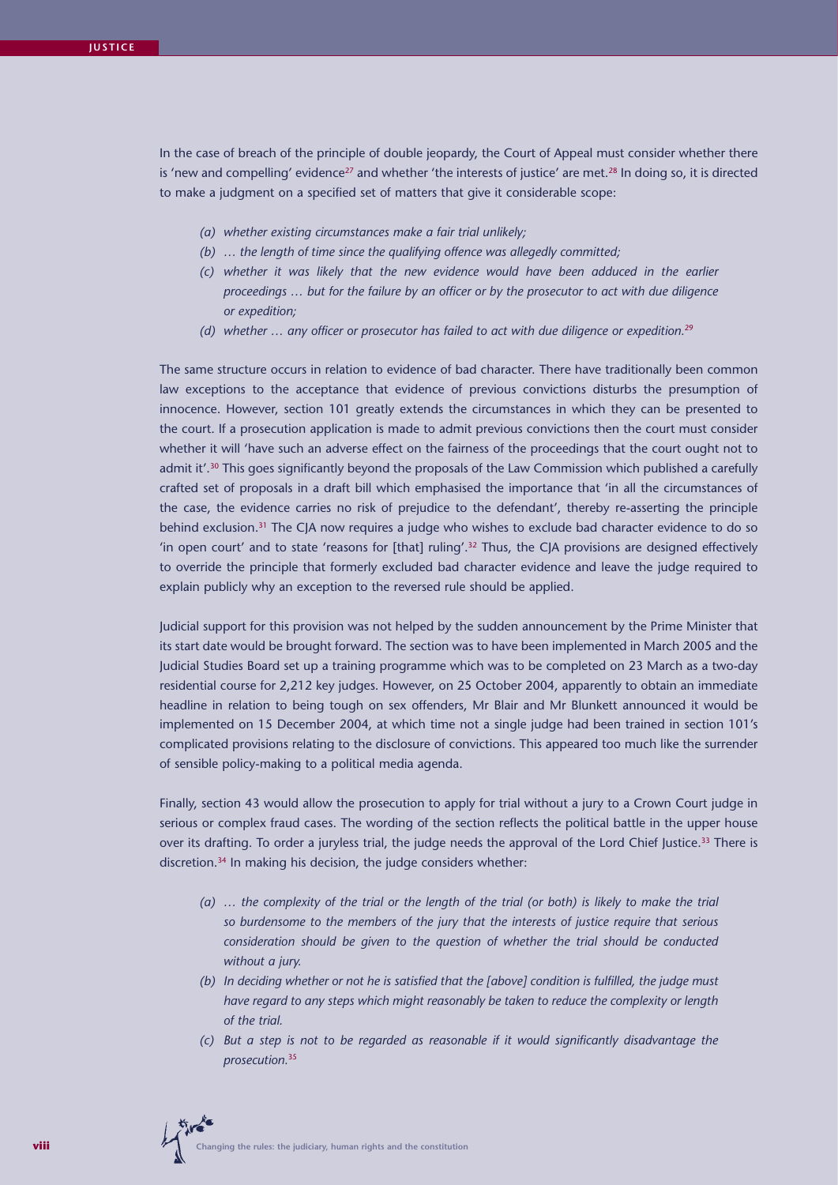In the case of breach of the principle of double jeopardy, the Court of Appeal must consider whether there is 'new and compelling' evidence[27] and whether 'the interests of justice' are met.[28] In doing so, it is directed to make a judgment on a specified set of matters that give it considerable scope:

> *(a) whether existing circumstances make a fair trial unlikely;*
>
> *(b) … the length of time since the qualifying offence was allegedly committed;*
>
> *(c) whether it was likely that the new evidence would have been adduced in the earlier proceedings … but for the failure by an officer or by the prosecutor to act with due diligence or expedition;*
>
> *(d) whether … any officer or prosecutor has failed to act with due diligence or expedition.*[29]

The same structure occurs in relation to evidence of bad character. There have traditionally been common law exceptions to the acceptance that evidence of previous convictions disturbs the presumption of innocence. However, section 101 greatly extends the circumstances in which they can be presented to the court. If a prosecution application is made to admit previous convictions then the court must consider whether it will 'have such an adverse effect on the fairness of the proceedings that the court ought not to admit it'.[30] This goes significantly beyond the proposals of the Law Commission which published a carefully crafted set of proposals in a draft bill which emphasised the importance that 'in all the circumstances of the case, the evidence carries no risk of prejudice to the defendant', thereby re-asserting the principle behind exclusion.[31] The CJA now requires a judge who wishes to exclude bad character evidence to do so 'in open court' and to state 'reasons for [that] ruling'.[32] Thus, the CJA provisions are designed effectively to override the principle that formerly excluded bad character evidence and leave the judge required to explain publicly why an exception to the reversed rule should be applied.

Judicial support for this provision was not helped by the sudden announcement by the Prime Minister that its start date would be brought forward. The section was to have been implemented in March 2005 and the Judicial Studies Board set up a training programme which was to be completed on 23 March as a two-day residential course for 2,212 key judges. However, on 25 October 2004, apparently to obtain an immediate headline in relation to being tough on sex offenders, Mr Blair and Mr Blunkett announced it would be implemented on 15 December 2004, at which time not a single judge had been trained in section 101's complicated provisions relating to the disclosure of convictions. This appeared too much like the surrender of sensible policy-making to a political media agenda.

Finally, section 43 would allow the prosecution to apply for trial without a jury to a Crown Court judge in serious or complex fraud cases. The wording of the section reflects the political battle in the upper house over its drafting. To order a juryless trial, the judge needs the approval of the Lord Chief Justice.[33] There is discretion.[34] In making his decision, the judge considers whether:

> *(a) … the complexity of the trial or the length of the trial (or both) is likely to make the trial so burdensome to the members of the jury that the interests of justice require that serious consideration should be given to the question of whether the trial should be conducted without a jury.*
>
> *(b) In deciding whether or not he is satisfied that the [above] condition is fulfilled, the judge must have regard to any steps which might reasonably be taken to reduce the complexity or length of the trial.*
>
> *(c) But a step is not to be regarded as reasonable if it would significantly disadvantage the prosecution.*[35]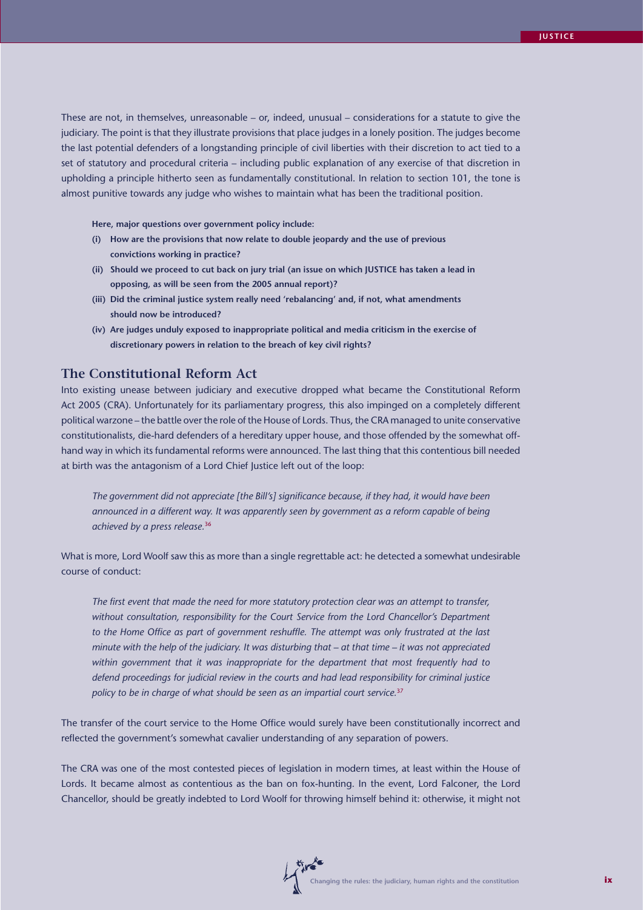These are not, in themselves, unreasonable – or, indeed, unusual – considerations for a statute to give the judiciary. The point is that they illustrate provisions that place judges in a lonely position. The judges become the last potential defenders of a longstanding principle of civil liberties with their discretion to act tied to a set of statutory and procedural criteria – including public explanation of any exercise of that discretion in upholding a principle hitherto seen as fundamentally constitutional. In relation to section 101, the tone is almost punitive towards any judge who wishes to maintain what has been the traditional position.

**Here, major questions over government policy include:**

**(i) How are the provisions that now relate to double jeopardy and the use of previous convictions working in practice?**

**(ii) Should we proceed to cut back on jury trial (an issue on which JUSTICE has taken a lead in opposing, as will be seen from the 2005 annual report)?**

**(iii) Did the criminal justice system really need 'rebalancing' and, if not, what amendments should now be introduced?**

**(iv) Are judges unduly exposed to inappropriate political and media criticism in the exercise of discretionary powers in relation to the breach of key civil rights?**

## The Constitutional Reform Act

Into existing unease between judiciary and executive dropped what became the Constitutional Reform Act 2005 (CRA). Unfortunately for its parliamentary progress, this also impinged on a completely different political warzone – the battle over the role of the House of Lords. Thus, the CRA managed to unite conservative constitutionalists, die-hard defenders of a hereditary upper house, and those offended by the somewhat off-hand way in which its fundamental reforms were announced. The last thing that this contentious bill needed at birth was the antagonism of a Lord Chief Justice left out of the loop:

> *The government did not appreciate [the Bill's] significance because, if they had, it would have been announced in a different way. It was apparently seen by government as a reform capable of being achieved by a press release.*[36]

What is more, Lord Woolf saw this as more than a single regrettable act: he detected a somewhat undesirable course of conduct:

> *The first event that made the need for more statutory protection clear was an attempt to transfer, without consultation, responsibility for the Court Service from the Lord Chancellor's Department to the Home Office as part of government reshuffle. The attempt was only frustrated at the last minute with the help of the judiciary. It was disturbing that – at that time – it was not appreciated within government that it was inappropriate for the department that most frequently had to defend proceedings for judicial review in the courts and had lead responsibility for criminal justice policy to be in charge of what should be seen as an impartial court service.*[37]

The transfer of the court service to the Home Office would surely have been constitutionally incorrect and reflected the government's somewhat cavalier understanding of any separation of powers.

The CRA was one of the most contested pieces of legislation in modern times, at least within the House of Lords. It became almost as contentious as the ban on fox-hunting. In the event, Lord Falconer, the Lord Chancellor, should be greatly indebted to Lord Woolf for throwing himself behind it: otherwise, it might not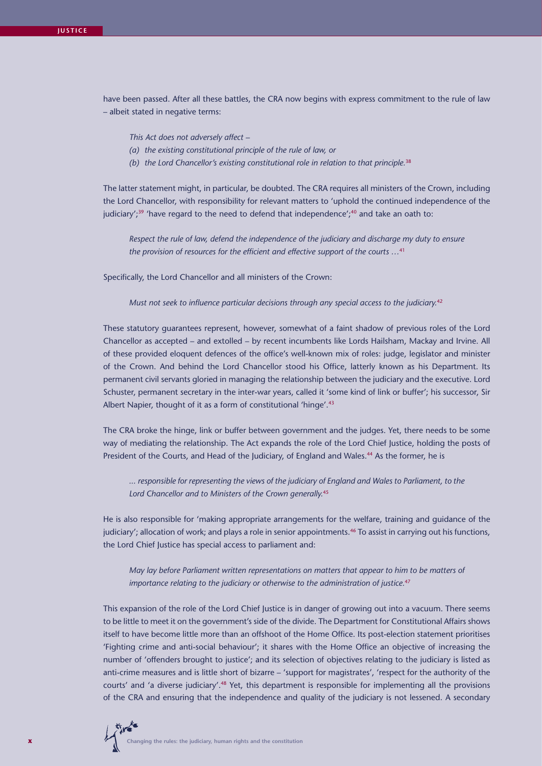have been passed. After all these battles, the CRA now begins with express commitment to the rule of law – albeit stated in negative terms:

> *This Act does not adversely affect –*
> *(a) the existing constitutional principle of the rule of law, or*
> *(b) the Lord Chancellor's existing constitutional role in relation to that principle.*[38]

The latter statement might, in particular, be doubted. The CRA requires all ministers of the Crown, including the Lord Chancellor, with responsibility for relevant matters to 'uphold the continued independence of the judiciary';[39] 'have regard to the need to defend that independence';[40] and take an oath to:

> *Respect the rule of law, defend the independence of the judiciary and discharge my duty to ensure the provision of resources for the efficient and effective support of the courts …*[41]

Specifically, the Lord Chancellor and all ministers of the Crown:

> *Must not seek to influence particular decisions through any special access to the judiciary.*[42]

These statutory guarantees represent, however, somewhat of a faint shadow of previous roles of the Lord Chancellor as accepted – and extolled – by recent incumbents like Lords Hailsham, Mackay and Irvine. All of these provided eloquent defences of the office's well-known mix of roles: judge, legislator and minister of the Crown. And behind the Lord Chancellor stood his Office, latterly known as his Department. Its permanent civil servants gloried in managing the relationship between the judiciary and the executive. Lord Schuster, permanent secretary in the inter-war years, called it 'some kind of link or buffer'; his successor, Sir Albert Napier, thought of it as a form of constitutional 'hinge'.[43]

The CRA broke the hinge, link or buffer between government and the judges. Yet, there needs to be some way of mediating the relationship. The Act expands the role of the Lord Chief Justice, holding the posts of President of the Courts, and Head of the Judiciary, of England and Wales.[44] As the former, he is

> *… responsible for representing the views of the judiciary of England and Wales to Parliament, to the Lord Chancellor and to Ministers of the Crown generally.*[45]

He is also responsible for 'making appropriate arrangements for the welfare, training and guidance of the judiciary'; allocation of work; and plays a role in senior appointments.[46] To assist in carrying out his functions, the Lord Chief Justice has special access to parliament and:

> *May lay before Parliament written representations on matters that appear to him to be matters of importance relating to the judiciary or otherwise to the administration of justice.*[47]

This expansion of the role of the Lord Chief Justice is in danger of growing out into a vacuum. There seems to be little to meet it on the government's side of the divide. The Department for Constitutional Affairs shows itself to have become little more than an offshoot of the Home Office. Its post-election statement prioritises 'Fighting crime and anti-social behaviour'; it shares with the Home Office an objective of increasing the number of 'offenders brought to justice'; and its selection of objectives relating to the judiciary is listed as anti-crime measures and is little short of bizarre – 'support for magistrates', 'respect for the authority of the courts' and 'a diverse judiciary'.[48] Yet, this department is responsible for implementing all the provisions of the CRA and ensuring that the independence and quality of the judiciary is not lessened. A secondary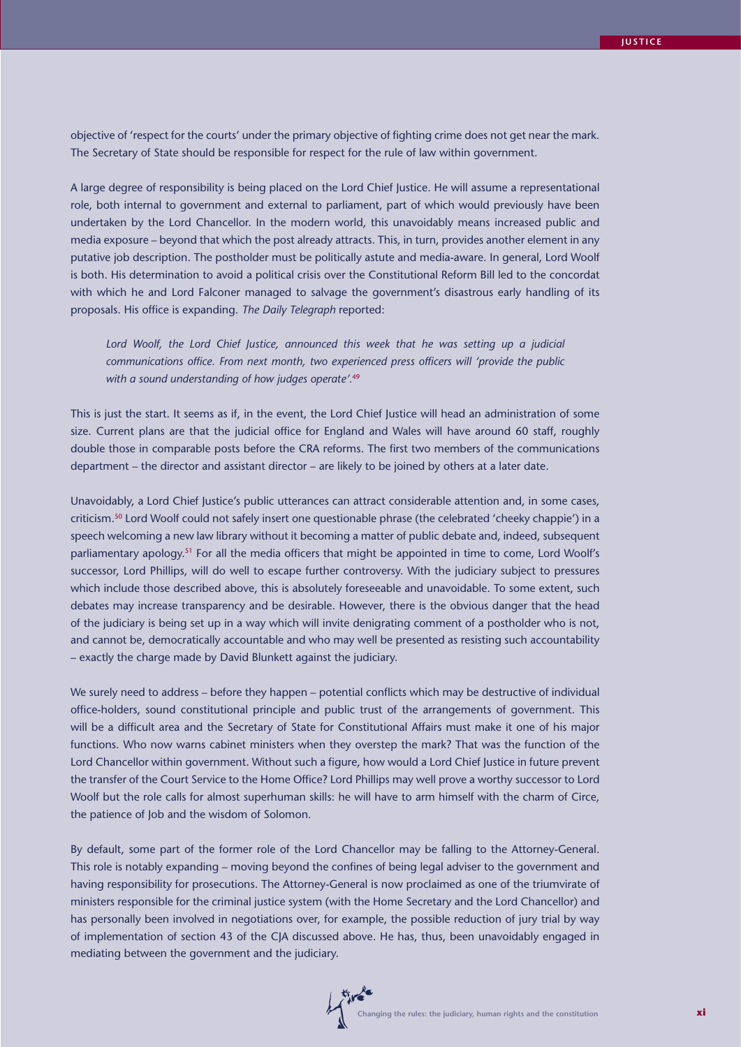objective of 'respect for the courts' under the primary objective of fighting crime does not get near the mark. The Secretary of State should be responsible for respect for the rule of law within government.

A large degree of responsibility is being placed on the Lord Chief Justice. He will assume a representational role, both internal to government and external to parliament, part of which would previously have been undertaken by the Lord Chancellor. In the modern world, this unavoidably means increased public and media exposure – beyond that which the post already attracts. This, in turn, provides another element in any putative job description. The postholder must be politically astute and media-aware. In general, Lord Woolf is both. His determination to avoid a political crisis over the Constitutional Reform Bill led to the concordat with which he and Lord Falconer managed to salvage the government's disastrous early handling of its proposals. His office is expanding. *The Daily Telegraph* reported:

> *Lord Woolf, the Lord Chief Justice, announced this week that he was setting up a judicial communications office. From next month, two experienced press officers will 'provide the public with a sound understanding of how judges operate'.*[49]

This is just the start. It seems as if, in the event, the Lord Chief Justice will head an administration of some size. Current plans are that the judicial office for England and Wales will have around 60 staff, roughly double those in comparable posts before the CRA reforms. The first two members of the communications department – the director and assistant director – are likely to be joined by others at a later date.

Unavoidably, a Lord Chief Justice's public utterances can attract considerable attention and, in some cases, criticism.[50] Lord Woolf could not safely insert one questionable phrase (the celebrated 'cheeky chappie') in a speech welcoming a new law library without it becoming a matter of public debate and, indeed, subsequent parliamentary apology.[51] For all the media officers that might be appointed in time to come, Lord Woolf's successor, Lord Phillips, will do well to escape further controversy. With the judiciary subject to pressures which include those described above, this is absolutely foreseeable and unavoidable. To some extent, such debates may increase transparency and be desirable. However, there is the obvious danger that the head of the judiciary is being set up in a way which will invite denigrating comment of a postholder who is not, and cannot be, democratically accountable and who may well be presented as resisting such accountability – exactly the charge made by David Blunkett against the judiciary.

We surely need to address – before they happen – potential conflicts which may be destructive of individual office-holders, sound constitutional principle and public trust of the arrangements of government. This will be a difficult area and the Secretary of State for Constitutional Affairs must make it one of his major functions. Who now warns cabinet ministers when they overstep the mark? That was the function of the Lord Chancellor within government. Without such a figure, how would a Lord Chief Justice in future prevent the transfer of the Court Service to the Home Office? Lord Phillips may well prove a worthy successor to Lord Woolf but the role calls for almost superhuman skills: he will have to arm himself with the charm of Circe, the patience of Job and the wisdom of Solomon.

By default, some part of the former role of the Lord Chancellor may be falling to the Attorney-General. This role is notably expanding – moving beyond the confines of being legal adviser to the government and having responsibility for prosecutions. The Attorney-General is now proclaimed as one of the triumvirate of ministers responsible for the criminal justice system (with the Home Secretary and the Lord Chancellor) and has personally been involved in negotiations over, for example, the possible reduction of jury trial by way of implementation of section 43 of the CJA discussed above. He has, thus, been unavoidably engaged in mediating between the government and the judiciary.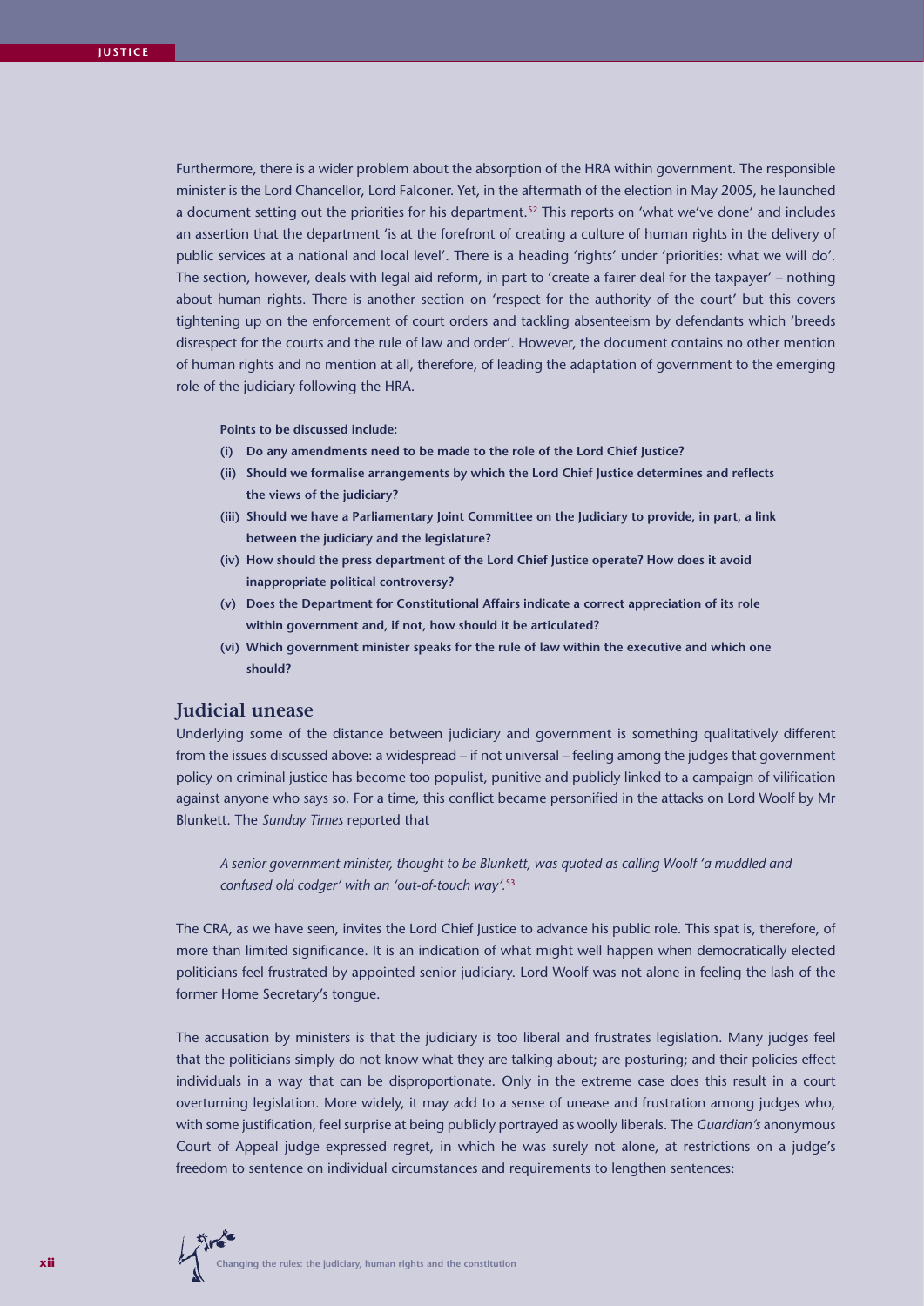Furthermore, there is a wider problem about the absorption of the HRA within government. The responsible minister is the Lord Chancellor, Lord Falconer. Yet, in the aftermath of the election in May 2005, he launched a document setting out the priorities for his department.[52] This reports on 'what we've done' and includes an assertion that the department 'is at the forefront of creating a culture of human rights in the delivery of public services at a national and local level'. There is a heading 'rights' under 'priorities: what we will do'. The section, however, deals with legal aid reform, in part to 'create a fairer deal for the taxpayer' – nothing about human rights. There is another section on 'respect for the authority of the court' but this covers tightening up on the enforcement of court orders and tackling absenteeism by defendants which 'breeds disrespect for the courts and the rule of law and order'. However, the document contains no other mention of human rights and no mention at all, therefore, of leading the adaptation of government to the emerging role of the judiciary following the HRA.

**Points to be discussed include:**

- **(i) Do any amendments need to be made to the role of the Lord Chief Justice?**
- **(ii) Should we formalise arrangements by which the Lord Chief Justice determines and reflects the views of the judiciary?**
- **(iii) Should we have a Parliamentary Joint Committee on the Judiciary to provide, in part, a link between the judiciary and the legislature?**
- **(iv) How should the press department of the Lord Chief Justice operate? How does it avoid inappropriate political controversy?**
- **(v) Does the Department for Constitutional Affairs indicate a correct appreciation of its role within government and, if not, how should it be articulated?**
- **(vi) Which government minister speaks for the rule of law within the executive and which one should?**

## Judicial unease

Underlying some of the distance between judiciary and government is something qualitatively different from the issues discussed above: a widespread – if not universal – feeling among the judges that government policy on criminal justice has become too populist, punitive and publicly linked to a campaign of vilification against anyone who says so. For a time, this conflict became personified in the attacks on Lord Woolf by Mr Blunkett. The *Sunday Times* reported that

> *A senior government minister, thought to be Blunkett, was quoted as calling Woolf 'a muddled and confused old codger' with an 'out-of-touch way'.*[53]

The CRA, as we have seen, invites the Lord Chief Justice to advance his public role. This spat is, therefore, of more than limited significance. It is an indication of what might well happen when democratically elected politicians feel frustrated by appointed senior judiciary. Lord Woolf was not alone in feeling the lash of the former Home Secretary's tongue.

The accusation by ministers is that the judiciary is too liberal and frustrates legislation. Many judges feel that the politicians simply do not know what they are talking about; are posturing; and their policies effect individuals in a way that can be disproportionate. Only in the extreme case does this result in a court overturning legislation. More widely, it may add to a sense of unease and frustration among judges who, with some justification, feel surprise at being publicly portrayed as woolly liberals. The *Guardian's* anonymous Court of Appeal judge expressed regret, in which he was surely not alone, at restrictions on a judge's freedom to sentence on individual circumstances and requirements to lengthen sentences: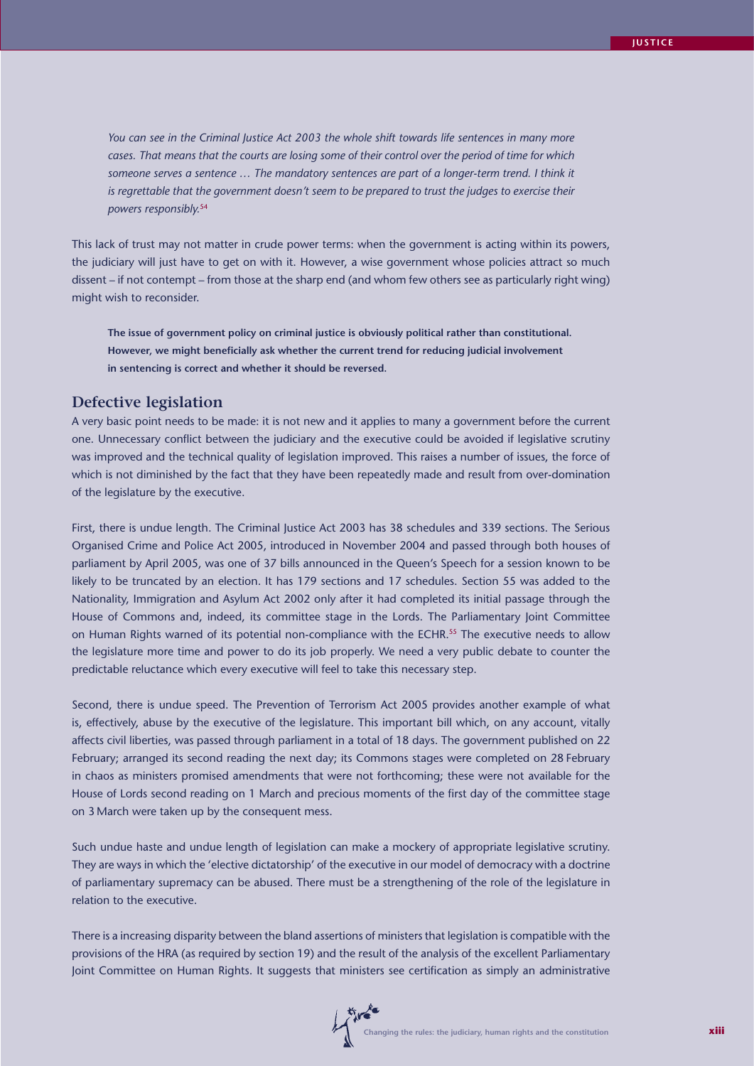*You can see in the Criminal Justice Act 2003 the whole shift towards life sentences in many more cases. That means that the courts are losing some of their control over the period of time for which someone serves a sentence … The mandatory sentences are part of a longer-term trend. I think it is regrettable that the government doesn't seem to be prepared to trust the judges to exercise their powers responsibly.*[54]

This lack of trust may not matter in crude power terms: when the government is acting within its powers, the judiciary will just have to get on with it. However, a wise government whose policies attract so much dissent – if not contempt – from those at the sharp end (and whom few others see as particularly right wing) might wish to reconsider.

**The issue of government policy on criminal justice is obviously political rather than constitutional. However, we might beneficially ask whether the current trend for reducing judicial involvement in sentencing is correct and whether it should be reversed.**

## Defective legislation

A very basic point needs to be made: it is not new and it applies to many a government before the current one. Unnecessary conflict between the judiciary and the executive could be avoided if legislative scrutiny was improved and the technical quality of legislation improved. This raises a number of issues, the force of which is not diminished by the fact that they have been repeatedly made and result from over-domination of the legislature by the executive.

First, there is undue length. The Criminal Justice Act 2003 has 38 schedules and 339 sections. The Serious Organised Crime and Police Act 2005, introduced in November 2004 and passed through both houses of parliament by April 2005, was one of 37 bills announced in the Queen's Speech for a session known to be likely to be truncated by an election. It has 179 sections and 17 schedules. Section 55 was added to the Nationality, Immigration and Asylum Act 2002 only after it had completed its initial passage through the House of Commons and, indeed, its committee stage in the Lords. The Parliamentary Joint Committee on Human Rights warned of its potential non-compliance with the ECHR.[55] The executive needs to allow the legislature more time and power to do its job properly. We need a very public debate to counter the predictable reluctance which every executive will feel to take this necessary step.

Second, there is undue speed. The Prevention of Terrorism Act 2005 provides another example of what is, effectively, abuse by the executive of the legislature. This important bill which, on any account, vitally affects civil liberties, was passed through parliament in a total of 18 days. The government published on 22 February; arranged its second reading the next day; its Commons stages were completed on 28 February in chaos as ministers promised amendments that were not forthcoming; these were not available for the House of Lords second reading on 1 March and precious moments of the first day of the committee stage on 3 March were taken up by the consequent mess.

Such undue haste and undue length of legislation can make a mockery of appropriate legislative scrutiny. They are ways in which the 'elective dictatorship' of the executive in our model of democracy with a doctrine of parliamentary supremacy can be abused. There must be a strengthening of the role of the legislature in relation to the executive.

There is a increasing disparity between the bland assertions of ministers that legislation is compatible with the provisions of the HRA (as required by section 19) and the result of the analysis of the excellent Parliamentary Joint Committee on Human Rights. It suggests that ministers see certification as simply an administrative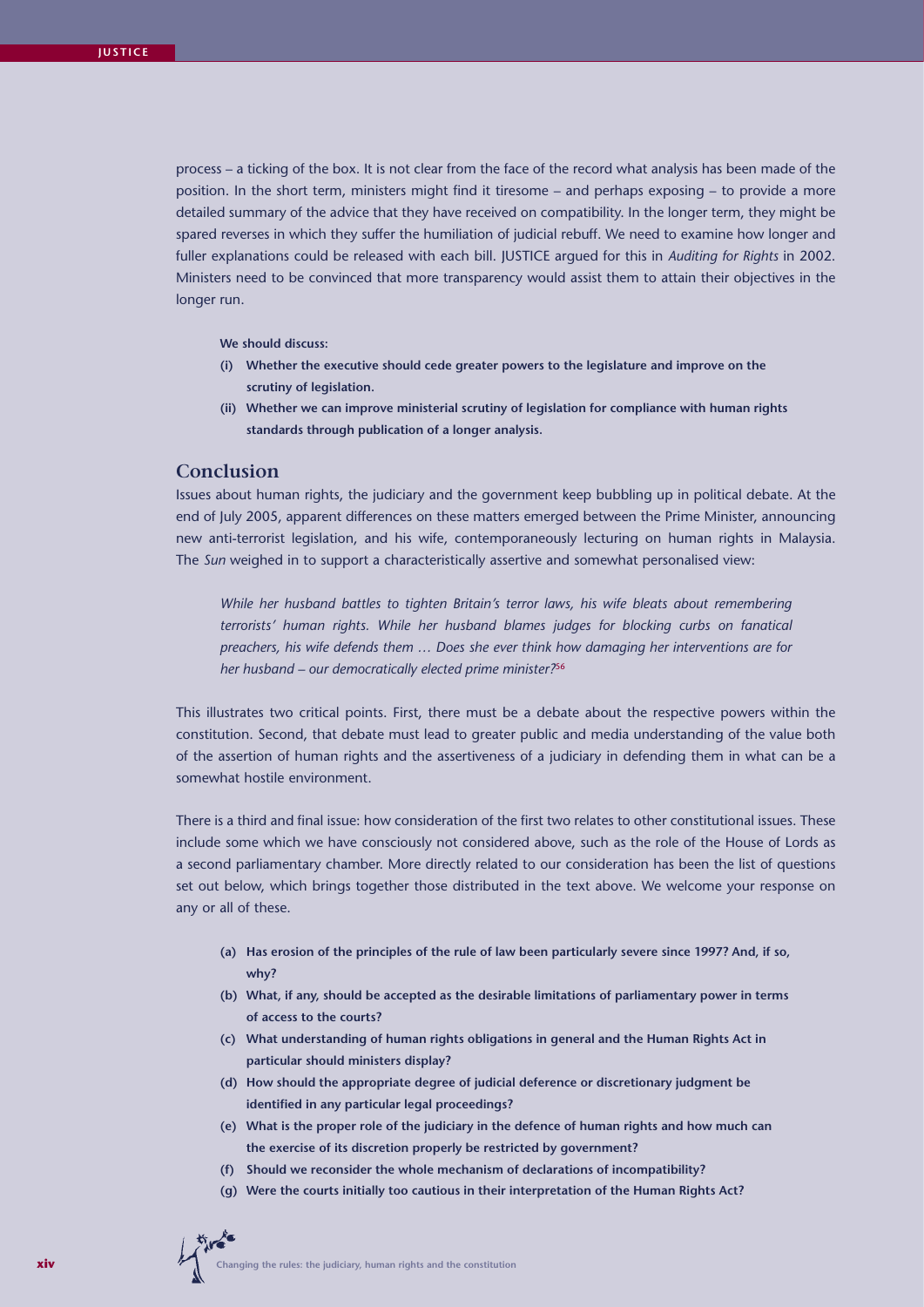process – a ticking of the box. It is not clear from the face of the record what analysis has been made of the position. In the short term, ministers might find it tiresome – and perhaps exposing – to provide a more detailed summary of the advice that they have received on compatibility. In the longer term, they might be spared reverses in which they suffer the humiliation of judicial rebuff. We need to examine how longer and fuller explanations could be released with each bill. JUSTICE argued for this in *Auditing for Rights* in 2002. Ministers need to be convinced that more transparency would assist them to attain their objectives in the longer run.

**We should discuss:**

**(i) Whether the executive should cede greater powers to the legislature and improve on the scrutiny of legislation.**

**(ii) Whether we can improve ministerial scrutiny of legislation for compliance with human rights standards through publication of a longer analysis.**

## Conclusion

Issues about human rights, the judiciary and the government keep bubbling up in political debate. At the end of July 2005, apparent differences on these matters emerged between the Prime Minister, announcing new anti-terrorist legislation, and his wife, contemporaneously lecturing on human rights in Malaysia. The *Sun* weighed in to support a characteristically assertive and somewhat personalised view:

> *While her husband battles to tighten Britain's terror laws, his wife bleats about remembering terrorists' human rights. While her husband blames judges for blocking curbs on fanatical preachers, his wife defends them … Does she ever think how damaging her interventions are for her husband – our democratically elected prime minister?*[56]

This illustrates two critical points. First, there must be a debate about the respective powers within the constitution. Second, that debate must lead to greater public and media understanding of the value both of the assertion of human rights and the assertiveness of a judiciary in defending them in what can be a somewhat hostile environment.

There is a third and final issue: how consideration of the first two relates to other constitutional issues. These include some which we have consciously not considered above, such as the role of the House of Lords as a second parliamentary chamber. More directly related to our consideration has been the list of questions set out below, which brings together those distributed in the text above. We welcome your response on any or all of these.

**(a) Has erosion of the principles of the rule of law been particularly severe since 1997? And, if so, why?**

**(b) What, if any, should be accepted as the desirable limitations of parliamentary power in terms of access to the courts?**

**(c) What understanding of human rights obligations in general and the Human Rights Act in particular should ministers display?**

**(d) How should the appropriate degree of judicial deference or discretionary judgment be identified in any particular legal proceedings?**

**(e) What is the proper role of the judiciary in the defence of human rights and how much can the exercise of its discretion properly be restricted by government?**

**(f) Should we reconsider the whole mechanism of declarations of incompatibility?**

**(g) Were the courts initially too cautious in their interpretation of the Human Rights Act?**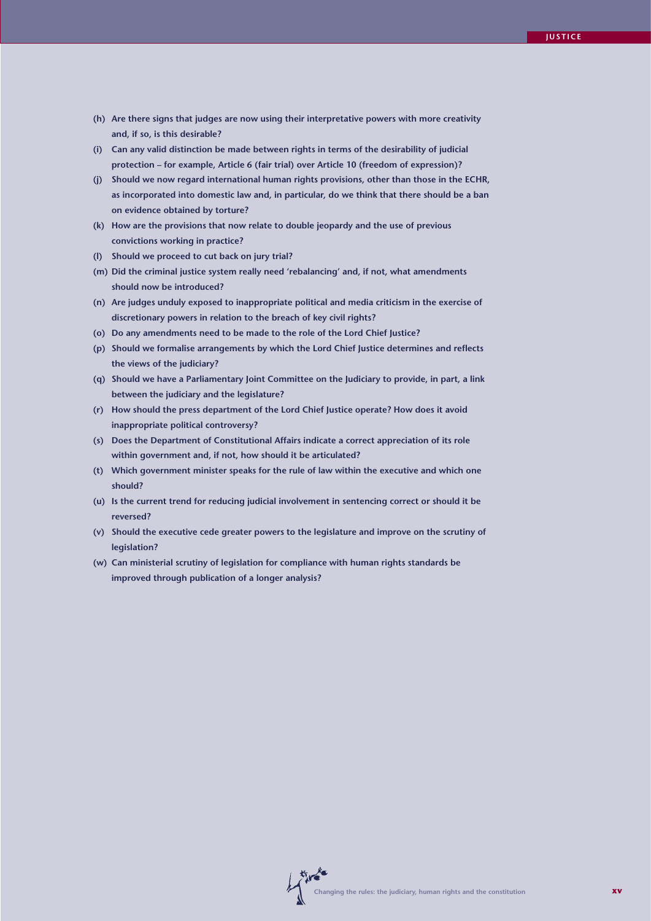**(h) Are there signs that judges are now using their interpretative powers with more creativity and, if so, is this desirable?**

**(i) Can any valid distinction be made between rights in terms of the desirability of judicial protection – for example, Article 6 (fair trial) over Article 10 (freedom of expression)?**

**(j) Should we now regard international human rights provisions, other than those in the ECHR, as incorporated into domestic law and, in particular, do we think that there should be a ban on evidence obtained by torture?**

**(k) How are the provisions that now relate to double jeopardy and the use of previous convictions working in practice?**

**(l) Should we proceed to cut back on jury trial?**

**(m) Did the criminal justice system really need 'rebalancing' and, if not, what amendments should now be introduced?**

**(n) Are judges unduly exposed to inappropriate political and media criticism in the exercise of discretionary powers in relation to the breach of key civil rights?**

**(o) Do any amendments need to be made to the role of the Lord Chief Justice?**

**(p) Should we formalise arrangements by which the Lord Chief Justice determines and reflects the views of the judiciary?**

**(q) Should we have a Parliamentary Joint Committee on the Judiciary to provide, in part, a link between the judiciary and the legislature?**

**(r) How should the press department of the Lord Chief Justice operate? How does it avoid inappropriate political controversy?**

**(s) Does the Department of Constitutional Affairs indicate a correct appreciation of its role within government and, if not, how should it be articulated?**

**(t) Which government minister speaks for the rule of law within the executive and which one should?**

**(u) Is the current trend for reducing judicial involvement in sentencing correct or should it be reversed?**

**(v) Should the executive cede greater powers to the legislature and improve on the scrutiny of legislation?**

**(w) Can ministerial scrutiny of legislation for compliance with human rights standards be improved through publication of a longer analysis?**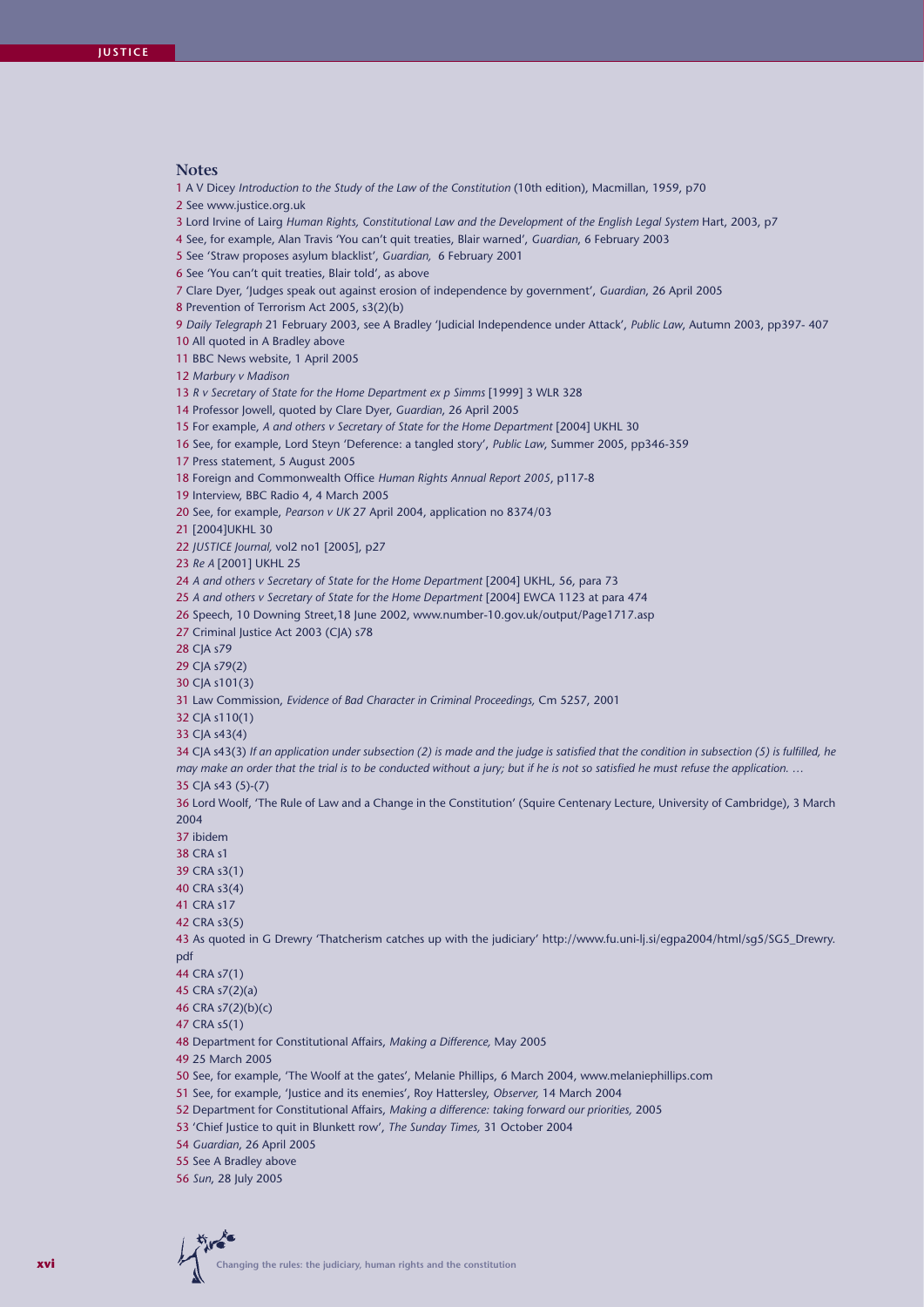## Notes

1 A V Dicey *Introduction to the Study of the Law of the Constitution* (10th edition), Macmillan, 1959, p70
2 See www.justice.org.uk
3 Lord Irvine of Lairg *Human Rights, Constitutional Law and the Development of the English Legal System* Hart, 2003, p7
4 See, for example, Alan Travis 'You can't quit treaties, Blair warned', *Guardian*, 6 February 2003
5 See 'Straw proposes asylum blacklist', *Guardian,* 6 February 2001
6 See 'You can't quit treaties, Blair told', as above
7 Clare Dyer, 'Judges speak out against erosion of independence by government', *Guardian*, 26 April 2005
8 Prevention of Terrorism Act 2005, s3(2)(b)
9 *Daily Telegraph* 21 February 2003, see A Bradley 'Judicial Independence under Attack', *Public Law*, Autumn 2003, pp397- 407
10 All quoted in A Bradley above
11 BBC News website, 1 April 2005
12 *Marbury v Madison*
13 *R v Secretary of State for the Home Department ex p Simms* [1999] 3 WLR 328
14 Professor Jowell, quoted by Clare Dyer, *Guardian*, 26 April 2005
15 For example, *A and others v Secretary of State for the Home Department* [2004] UKHL 30
16 See, for example, Lord Steyn 'Deference: a tangled story', *Public Law*, Summer 2005, pp346-359
17 Press statement, 5 August 2005
18 Foreign and Commonwealth Office *Human Rights Annual Report 2005*, p117-8
19 Interview, BBC Radio 4, 4 March 2005
20 See, for example, *Pearson v UK* 27 April 2004, application no 8374/03
21 [2004]UKHL 30
22 *JUSTICE Journal*, vol2 no1 [2005], p27
23 *Re A* [2001] UKHL 25
24 *A and others v Secretary of State for the Home Department* [2004] UKHL, 56, para 73
25 *A and others v Secretary of State for the Home Department* [2004] EWCA 1123 at para 474
26 Speech, 10 Downing Street,18 June 2002, www.number-10.gov.uk/output/Page1717.asp
27 Criminal Justice Act 2003 (CJA) s78
28 CJA s79
29 CJA s79(2)
30 CJA s101(3)
31 Law Commission, *Evidence of Bad Character in Criminal Proceedings*, Cm 5257, 2001
32 CJA s110(1)
33 CJA s43(4)
34 CJA s43(3) *If an application under subsection (2) is made and the judge is satisfied that the condition in subsection (5) is fulfilled, he may make an order that the trial is to be conducted without a jury; but if he is not so satisfied he must refuse the application. …*
35 CJA s43 (5)-(7)
36 Lord Woolf, 'The Rule of Law and a Change in the Constitution' (Squire Centenary Lecture, University of Cambridge), 3 March 2004
37 ibidem
38 CRA s1
39 CRA s3(1)
40 CRA s3(4)
41 CRA s17
42 CRA s3(5)
43 As quoted in G Drewry 'Thatcherism catches up with the judiciary' http://www.fu.uni-lj.si/egpa2004/html/sg5/SG5_Drewry.pdf
44 CRA s7(1)
45 CRA s7(2)(a)
46 CRA s7(2)(b)(c)
47 CRA s5(1)
48 Department for Constitutional Affairs, *Making a Difference,* May 2005
49 25 March 2005
50 See, for example, 'The Woolf at the gates', Melanie Phillips, 6 March 2004, www.melaniephillips.com
51 See, for example, 'Justice and its enemies', Roy Hattersley, *Observer,* 14 March 2004
52 Department for Constitutional Affairs, *Making a difference: taking forward our priorities,* 2005
53 'Chief Justice to quit in Blunkett row', *The Sunday Times,* 31 October 2004
54 *Guardian*, 26 April 2005
55 See A Bradley above
56 *Sun*, 28 July 2005